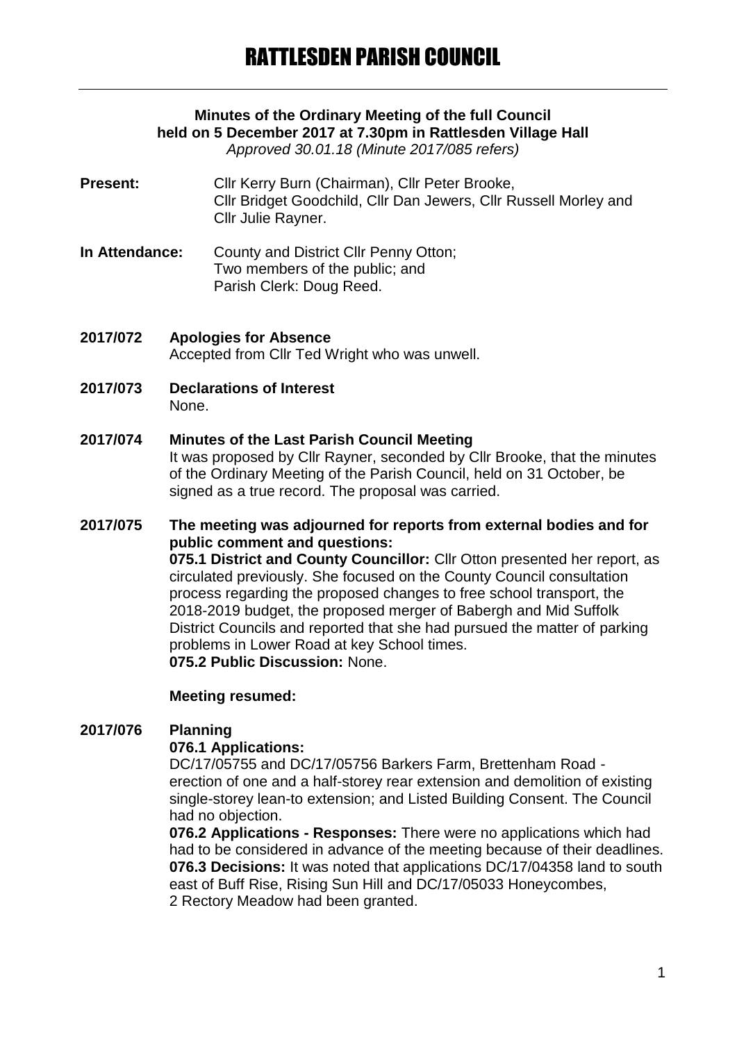# RATTLESDEN PARISH COUNCIL

**Minutes of the Ordinary Meeting of the full Council held on 5 December 2017 at 7.30pm in Rattlesden Village Hall**
*Approved 30.01.18 (Minute 2017/085 refers)*

**Present:** Cllr Kerry Burn (Chairman), Cllr Peter Brooke, Cllr Bridget Goodchild, Cllr Dan Jewers, Cllr Russell Morley and Cllr Julie Rayner.

**In Attendance:** County and District Cllr Penny Otton; Two members of the public; and Parish Clerk: Doug Reed.

**2017/072 Apologies for Absence**
Accepted from Cllr Ted Wright who was unwell.

**2017/073 Declarations of Interest**
None.

**2017/074 Minutes of the Last Parish Council Meeting**
It was proposed by Cllr Rayner, seconded by Cllr Brooke, that the minutes of the Ordinary Meeting of the Parish Council, held on 31 October, be signed as a true record. The proposal was carried.

**2017/075 The meeting was adjourned for reports from external bodies and for public comment and questions:**
**075.1 District and County Councillor:** Cllr Otton presented her report, as circulated previously. She focused on the County Council consultation process regarding the proposed changes to free school transport, the 2018-2019 budget, the proposed merger of Babergh and Mid Suffolk District Councils and reported that she had pursued the matter of parking problems in Lower Road at key School times.
**075.2 Public Discussion:** None.

**Meeting resumed:**

**2017/076 Planning**
**076.1 Applications:**
DC/17/05755 and DC/17/05756 Barkers Farm, Brettenham Road - erection of one and a half-storey rear extension and demolition of existing single-storey lean-to extension; and Listed Building Consent. The Council had no objection.
**076.2 Applications - Responses:** There were no applications which had had to be considered in advance of the meeting because of their deadlines.
**076.3 Decisions:** It was noted that applications DC/17/04358 land to south east of Buff Rise, Rising Sun Hill and DC/17/05033 Honeycombes, 2 Rectory Meadow had been granted.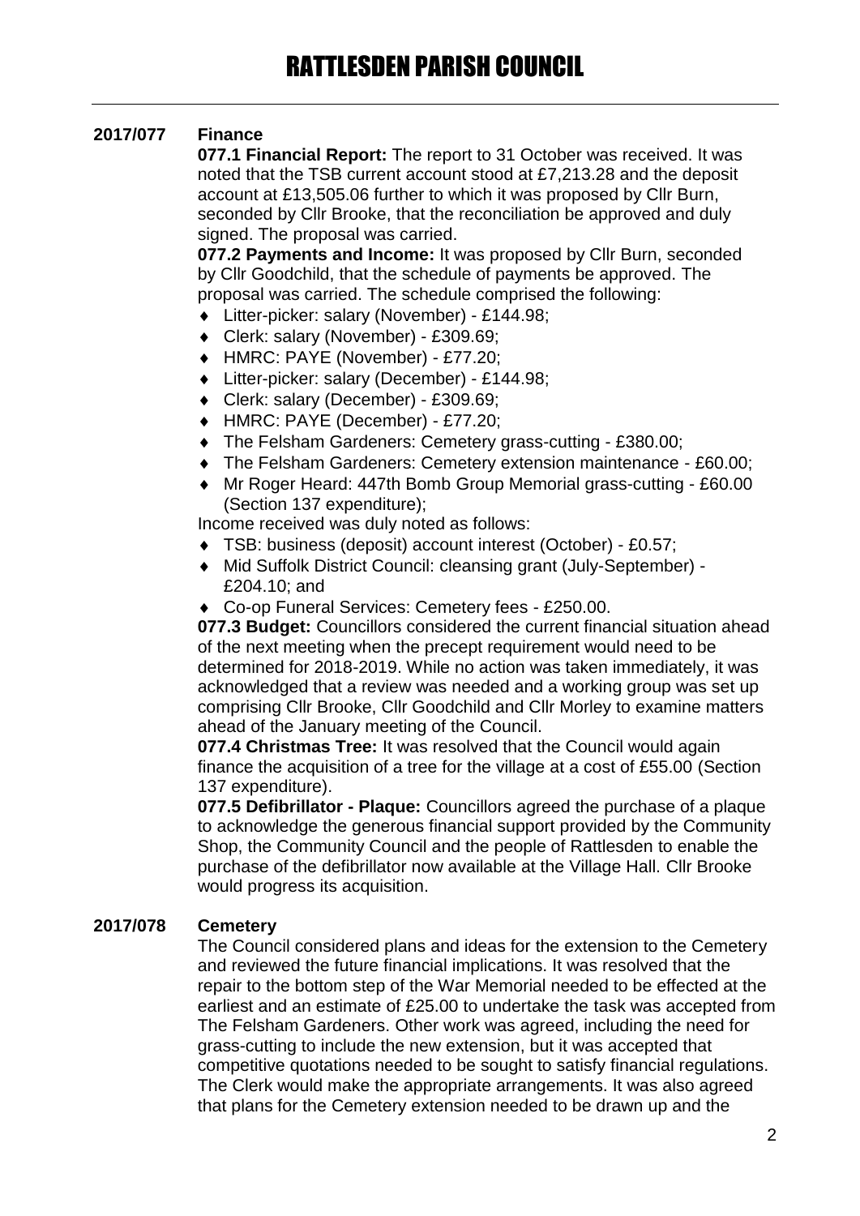### 2017/077 Finance

**077.1 Financial Report:** The report to 31 October was received. It was noted that the TSB current account stood at £7,213.28 and the deposit account at £13,505.06 further to which it was proposed by Cllr Burn, seconded by Cllr Brooke, that the reconciliation be approved and duly signed. The proposal was carried.

**077.2 Payments and Income:** It was proposed by Cllr Burn, seconded by Cllr Goodchild, that the schedule of payments be approved. The proposal was carried. The schedule comprised the following:

- Litter-picker: salary (November) - £144.98;
- Clerk: salary (November) - £309.69;
- HMRC: PAYE (November) - £77.20;
- Litter-picker: salary (December) - £144.98;
- Clerk: salary (December) - £309.69;
- HMRC: PAYE (December) - £77.20;
- The Felsham Gardeners: Cemetery grass-cutting - £380.00;
- The Felsham Gardeners: Cemetery extension maintenance - £60.00;
- Mr Roger Heard: 447th Bomb Group Memorial grass-cutting - £60.00 (Section 137 expenditure);

Income received was duly noted as follows:

- TSB: business (deposit) account interest (October) - £0.57;
- Mid Suffolk District Council: cleansing grant (July-September) - £204.10; and
- Co-op Funeral Services: Cemetery fees - £250.00.

**077.3 Budget:** Councillors considered the current financial situation ahead of the next meeting when the precept requirement would need to be determined for 2018-2019. While no action was taken immediately, it was acknowledged that a review was needed and a working group was set up comprising Cllr Brooke, Cllr Goodchild and Cllr Morley to examine matters ahead of the January meeting of the Council.

**077.4 Christmas Tree:** It was resolved that the Council would again finance the acquisition of a tree for the village at a cost of £55.00 (Section 137 expenditure).

**077.5 Defibrillator - Plaque:** Councillors agreed the purchase of a plaque to acknowledge the generous financial support provided by the Community Shop, the Community Council and the people of Rattlesden to enable the purchase of the defibrillator now available at the Village Hall. Cllr Brooke would progress its acquisition.

### 2017/078 Cemetery

The Council considered plans and ideas for the extension to the Cemetery and reviewed the future financial implications. It was resolved that the repair to the bottom step of the War Memorial needed to be effected at the earliest and an estimate of £25.00 to undertake the task was accepted from The Felsham Gardeners. Other work was agreed, including the need for grass-cutting to include the new extension, but it was accepted that competitive quotations needed to be sought to satisfy financial regulations. The Clerk would make the appropriate arrangements. It was also agreed that plans for the Cemetery extension needed to be drawn up and the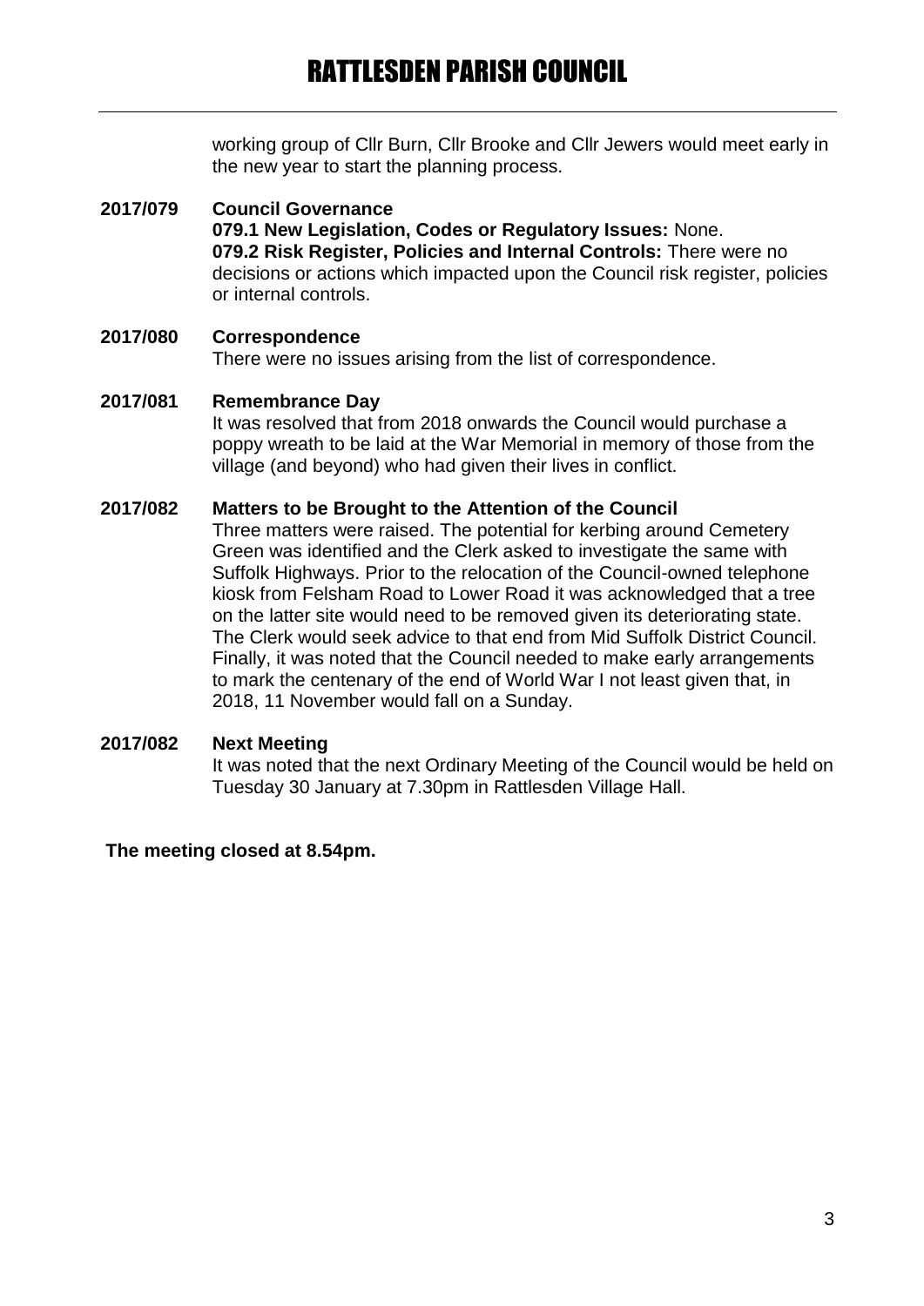working group of Cllr Burn, Cllr Brooke and Cllr Jewers would meet early in the new year to start the planning process.

**2017/079 Council Governance**

**079.1 New Legislation, Codes or Regulatory Issues:** None.

**079.2 Risk Register, Policies and Internal Controls:** There were no decisions or actions which impacted upon the Council risk register, policies or internal controls.

**2017/080 Correspondence**

There were no issues arising from the list of correspondence.

**2017/081 Remembrance Day**

It was resolved that from 2018 onwards the Council would purchase a poppy wreath to be laid at the War Memorial in memory of those from the village (and beyond) who had given their lives in conflict.

**2017/082 Matters to be Brought to the Attention of the Council**

Three matters were raised. The potential for kerbing around Cemetery Green was identified and the Clerk asked to investigate the same with Suffolk Highways. Prior to the relocation of the Council-owned telephone kiosk from Felsham Road to Lower Road it was acknowledged that a tree on the latter site would need to be removed given its deteriorating state. The Clerk would seek advice to that end from Mid Suffolk District Council. Finally, it was noted that the Council needed to make early arrangements to mark the centenary of the end of World War I not least given that, in 2018, 11 November would fall on a Sunday.

**2017/082 Next Meeting**

It was noted that the next Ordinary Meeting of the Council would be held on Tuesday 30 January at 7.30pm in Rattlesden Village Hall.

**The meeting closed at 8.54pm.**